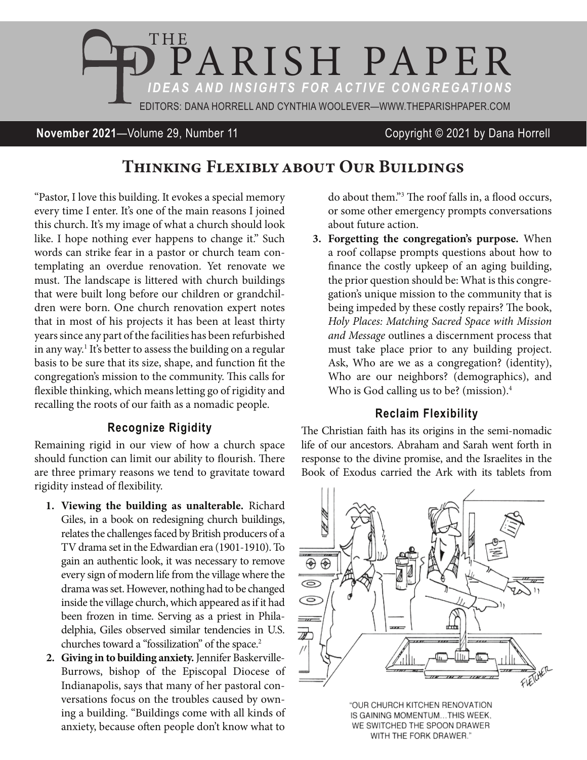# THE PARISH PAPER

*IDEAS AND INSIGHTS FOR ACTIVE CONGREGATIONS*

EDITORS: DANA HORRELL AND CYNTHIA WOOLEVER—WWW.THEPARISHPAPER.COM

**November 2021**—Volume 29, Number 11 Copyright © 2021 by Dana Horrell

## Thinking Flexibly about Our Buildings

"Pastor, I love this building. It evokes a special memory every time I enter. It's one of the main reasons I joined this church. It's my image of what a church should look like. I hope nothing ever happens to change it." Such words can strike fear in a pastor or church team contemplating an overdue renovation. Yet renovate we must. The landscape is littered with church buildings that were built long before our children or grandchildren were born. One church renovation expert notes that in most of his projects it has been at least thirty years since any part of the facilities has been refurbished in any way.[1] It's better to assess the building on a regular basis to be sure that its size, shape, and function fit the congregation's mission to the community. This calls for flexible thinking, which means letting go of rigidity and recalling the roots of our faith as a nomadic people.

### Recognize Rigidity

Remaining rigid in our view of how a church space should function can limit our ability to flourish. There are three primary reasons we tend to gravitate toward rigidity instead of flexibility.

1. **Viewing the building as unalterable.** Richard Giles, in a book on redesigning church buildings, relates the challenges faced by British producers of a TV drama set in the Edwardian era (1901-1910). To gain an authentic look, it was necessary to remove every sign of modern life from the village where the drama was set. However, nothing had to be changed inside the village church, which appeared as if it had been frozen in time. Serving as a priest in Philadelphia, Giles observed similar tendencies in U.S. churches toward a "fossilization" of the space.[2]
2. **Giving in to building anxiety.** Jennifer Baskerville-Burrows, bishop of the Episcopal Diocese of Indianapolis, says that many of her pastoral conversations focus on the troubles caused by owning a building. "Buildings come with all kinds of anxiety, because often people don't know what to do about them."[3] The roof falls in, a flood occurs, or some other emergency prompts conversations about future action.
3. **Forgetting the congregation's purpose.** When a roof collapse prompts questions about how to finance the costly upkeep of an aging building, the prior question should be: What is this congregation's unique mission to the community that is being impeded by these costly repairs? The book, *Holy Places: Matching Sacred Space with Mission and Message* outlines a discernment process that must take place prior to any building project. Ask, Who are we as a congregation? (identity), Who are our neighbors? (demographics), and Who is God calling us to be? (mission).[4]

### Reclaim Flexibility

The Christian faith has its origins in the semi-nomadic life of our ancestors. Abraham and Sarah went forth in response to the divine promise, and the Israelites in the Book of Exodus carried the Ark with its tablets from

"OUR CHURCH KITCHEN RENOVATION IS GAINING MOMENTUM...THIS WEEK, WE SWITCHED THE SPOON DRAWER WITH THE FORK DRAWER."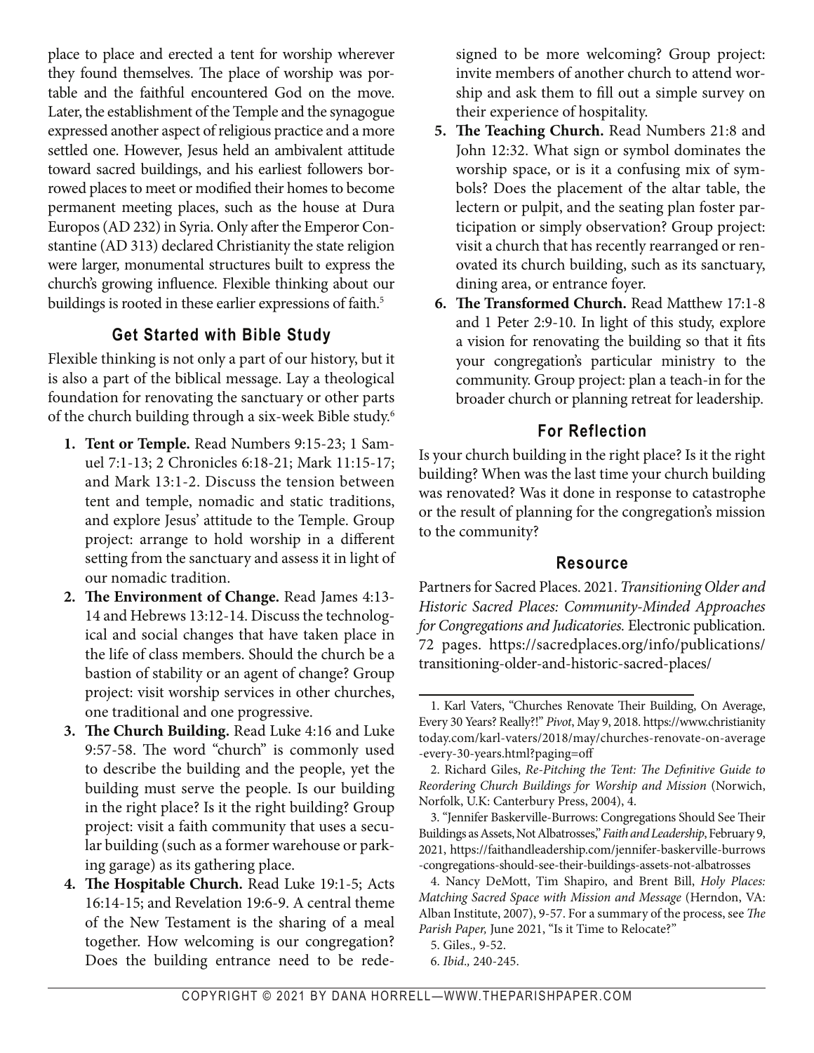place to place and erected a tent for worship wherever they found themselves. The place of worship was portable and the faithful encountered God on the move. Later, the establishment of the Temple and the synagogue expressed another aspect of religious practice and a more settled one. However, Jesus held an ambivalent attitude toward sacred buildings, and his earliest followers borrowed places to meet or modified their homes to become permanent meeting places, such as the house at Dura Europos (AD 232) in Syria. Only after the Emperor Constantine (AD 313) declared Christianity the state religion were larger, monumental structures built to express the church's growing influence. Flexible thinking about our buildings is rooted in these earlier expressions of faith.[5]

## Get Started with Bible Study

Flexible thinking is not only a part of our history, but it is also a part of the biblical message. Lay a theological foundation for renovating the sanctuary or other parts of the church building through a six-week Bible study.[6]

1. **Tent or Temple.** Read Numbers 9:15-23; 1 Samuel 7:1-13; 2 Chronicles 6:18-21; Mark 11:15-17; and Mark 13:1-2. Discuss the tension between tent and temple, nomadic and static traditions, and explore Jesus' attitude to the Temple. Group project: arrange to hold worship in a different setting from the sanctuary and assess it in light of our nomadic tradition.
2. **The Environment of Change.** Read James 4:13-14 and Hebrews 13:12-14. Discuss the technological and social changes that have taken place in the life of class members. Should the church be a bastion of stability or an agent of change? Group project: visit worship services in other churches, one traditional and one progressive.
3. **The Church Building.** Read Luke 4:16 and Luke 9:57-58. The word "church" is commonly used to describe the building and the people, yet the building must serve the people. Is our building in the right place? Is it the right building? Group project: visit a faith community that uses a secular building (such as a former warehouse or parking garage) as its gathering place.
4. **The Hospitable Church.** Read Luke 19:1-5; Acts 16:14-15; and Revelation 19:6-9. A central theme of the New Testament is the sharing of a meal together. How welcoming is our congregation? Does the building entrance need to be redesigned to be more welcoming? Group project: invite members of another church to attend worship and ask them to fill out a simple survey on their experience of hospitality.
5. **The Teaching Church.** Read Numbers 21:8 and John 12:32. What sign or symbol dominates the worship space, or is it a confusing mix of symbols? Does the placement of the altar table, the lectern or pulpit, and the seating plan foster participation or simply observation? Group project: visit a church that has recently rearranged or renovated its church building, such as its sanctuary, dining area, or entrance foyer.
6. **The Transformed Church.** Read Matthew 17:1-8 and 1 Peter 2:9-10. In light of this study, explore a vision for renovating the building so that it fits your congregation's particular ministry to the community. Group project: plan a teach-in for the broader church or planning retreat for leadership.

## For Reflection

Is your church building in the right place? Is it the right building? When was the last time your church building was renovated? Was it done in response to catastrophe or the result of planning for the congregation's mission to the community?

## Resource

Partners for Sacred Places. 2021. *Transitioning Older and Historic Sacred Places: Community-Minded Approaches for Congregations and Judicatories.* Electronic publication. 72 pages. https://sacredplaces.org/info/publications/transitioning-older-and-historic-sacred-places/

---

1. Karl Vaters, "Churches Renovate Their Building, On Average, Every 30 Years? Really?!" *Pivot*, May 9, 2018. https://www.christianitytoday.com/karl-vaters/2018/may/churches-renovate-on-average-every-30-years.html?paging=off

2. Richard Giles, *Re-Pitching the Tent: The Definitive Guide to Reordering Church Buildings for Worship and Mission* (Norwich, Norfolk, U.K: Canterbury Press, 2004), 4.

3. "Jennifer Baskerville-Burrows: Congregations Should See Their Buildings as Assets, Not Albatrosses," *Faith and Leadership*, February 9, 2021, https://faithandleadership.com/jennifer-baskerville-burrows-congregations-should-see-their-buildings-assets-not-albatrosses

4. Nancy DeMott, Tim Shapiro, and Brent Bill, *Holy Places: Matching Sacred Space with Mission and Message* (Herndon, VA: Alban Institute, 2007), 9-57. For a summary of the process, see *The Parish Paper,* June 2021, "Is it Time to Relocate?"

5. Giles., 9-52.

6. *Ibid.,* 240-245.

COPYRIGHT © 2021 BY DANA HORRELL—WWW.THEPARISHPAPER.COM